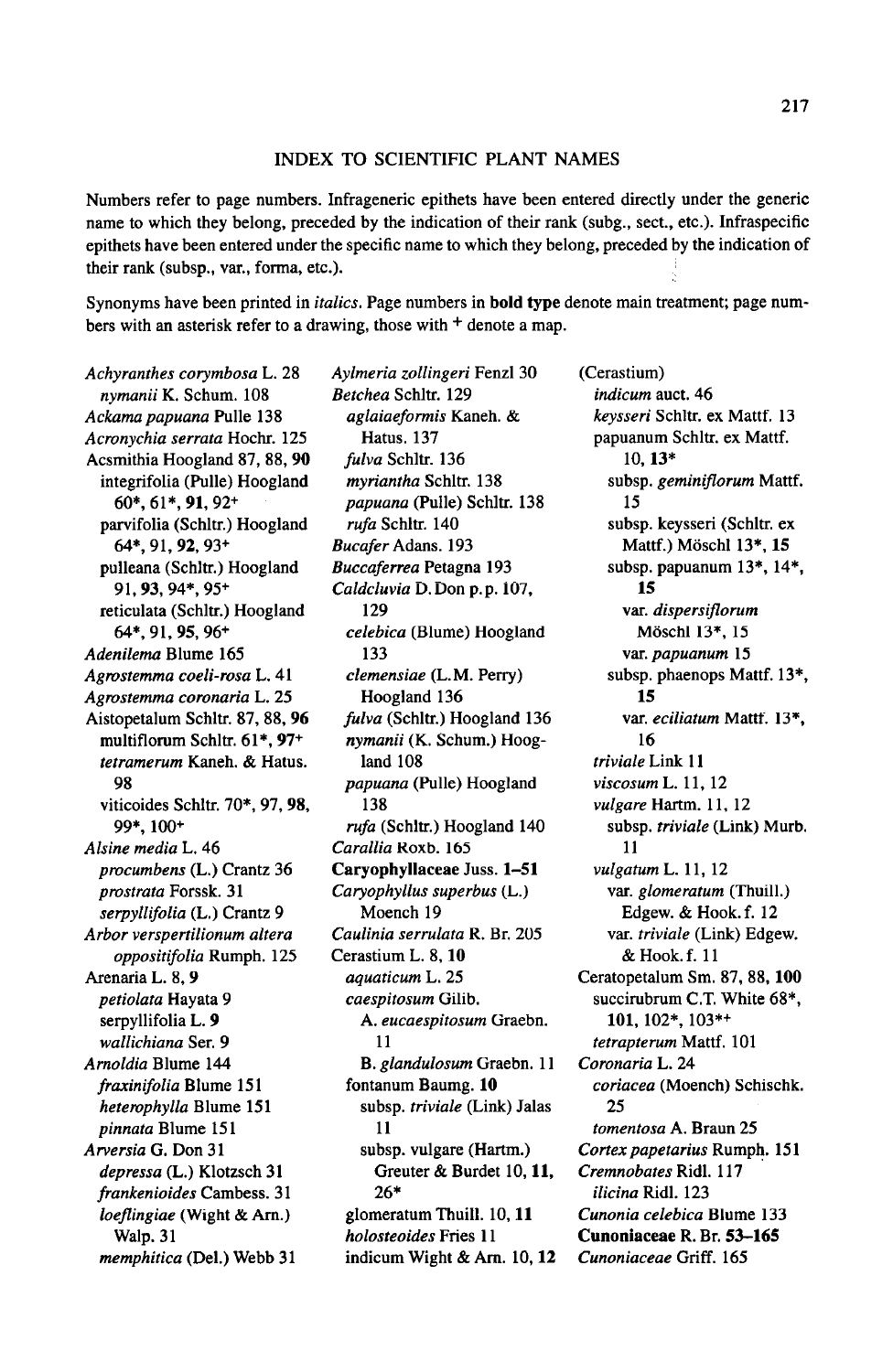# INDEX TO SCIENTIFIC PLANT NAMES

Numbers refer to page numbers. Infrageneric epithets have been entered directly under the generic name to which they belong, preceded by the indication of their rank (subg., sect., etc.). Infraspecific epithets have been entered under the specific name to which they belong, preceded by the indication of their rank (subsp., var., forma, etc.).

Synonyms have been printed in *italics*. Page numbers in **bold type** denote main treatment; page numbers with an asterisk refer to a drawing, those with + denote a map.

*Achyranthes corymbosa* L. 28
  *nymanii* K. Schum. 108
*Ackama papuana* Pulle 138
*Acronychia serrata* Hochr. 125
Acsmithia Hoogland 87, 88, **90**
  integrifolia (Pulle) Hoogland 60*, 61*, **91**, 92+
  parvifolia (Schltr.) Hoogland 64*, 91, **92**, 93+
  pulleana (Schltr.) Hoogland 91, **93**, 94*, 95+
  reticulata (Schltr.) Hoogland 64*, 91, **95**, 96+
*Adenilema* Blume 165
*Agrostemma coeli-rosa* L. 41
*Agrostemma coronaria* L. 25
Aistopetalum Schltr. 87, 88, **96**
  multiflorum Schltr. 61*, **97**+
  *tetramerum* Kaneh. & Hatus. 98
  viticoides Schltr. 70*, 97, **98**, 99*, 100+
*Alsine media* L. 46
  *procumbens* (L.) Crantz 36
  *prostrata* Forssk. 31
  *serpyllifolia* (L.) Crantz 9
*Arbor verspertilionum altera oppositifolia* Rumph. 125
Arenaria L. 8, **9**
  *petiolata* Hayata 9
  serpyllifolia L. **9**
  *wallichiana* Ser. 9
*Arnoldia* Blume 144
  *fraxinifolia* Blume 151
  *heterophylla* Blume 151
  *pinnata* Blume 151
*Arversia* G. Don 31
  *depressa* (L.) Klotzsch 31
  *frankenioides* Cambess. 31
  *loeflingiae* (Wight & Arn.) Walp. 31
  *memphitica* (Del.) Webb 31
*Aylmeria zollingeri* Fenzl 30
*Betchea* Schltr. 129
  *aglaiaeformis* Kaneh. & Hatus. 137
  *fulva* Schltr. 136
  *myriantha* Schltr. 138
  *papuana* (Pulle) Schltr. 138
  *rufa* Schltr. 140
*Bucafer* Adans. 193
*Buccaferrea* Petagna 193
*Caldcluvia* D. Don p.p. 107, 129
  *celebica* (Blume) Hoogland 133
  *clemensiae* (L.M. Perry) Hoogland 136
  *fulva* (Schltr.) Hoogland 136
  *nymanii* (K. Schum.) Hoogland 108
  *papuana* (Pulle) Hoogland 138
  *rufa* (Schltr.) Hoogland 140
*Carallia* Roxb. 165
**Caryophyllaceae** Juss. **1–51**
*Caryophyllus superbus* (L.) Moench 19
*Caulinia serrulata* R. Br. 205
Cerastium L. 8, **10**
  *aquaticum* L. 25
  *caespitosum* Gilib.
    A. *eucaespitosum* Graebn. 11
    B. *glandulosum* Graebn. 11
  fontanum Baumg. **10**
    subsp. *triviale* (Link) Jalas 11
    subsp. vulgare (Hartm.) Greuter & Burdet 10, **11**, 26*
  glomeratum Thuill. 10, **11**
  *holosteoides* Fries 11
  indicum Wight & Arn. 10, **12**
(Cerastium)
  *indicum* auct. 46
  *keysseri* Schltr. ex Mattf. 13
  papuanum Schltr. ex Mattf. 10, **13***
    subsp. *geminiflorum* Mattf. 15
    subsp. keysseri (Schltr. ex Mattf.) Möschl 13*, **15**
    subsp. papuanum 13*, 14*, **15**
      var. *dispersiflorum* Möschl 13*, 15
      var. *papuanum* 15
    subsp. phaenops Mattf. 13*, **15**
      var. *eciliatum* Mattf. 13*, 16
  *triviale* Link 11
  *viscosum* L. 11, 12
  *vulgare* Hartm. 11, 12
    subsp. *triviale* (Link) Murb. 11
  *vulgatum* L. 11, 12
    var. *glomeratum* (Thuill.) Edgew. & Hook. f. 12
    var. *triviale* (Link) Edgew. & Hook. f. 11
Ceratopetalum Sm. 87, 88, **100**
  succirubrum C.T. White 68*, **101**, 102*, 103*+
  *tetrapterum* Mattf. 101
*Coronaria* L. 24
  *coriacea* (Moench) Schischk. 25
  *tomentosa* A. Braun 25
*Cortex papetarius* Rumph. 151
*Cremnobates* Ridl. 117
  *ilicina* Ridl. 123
*Cunonia celebica* Blume 133
**Cunoniaceae** R. Br. **53–165**
*Cunoniaceae* Griff. 165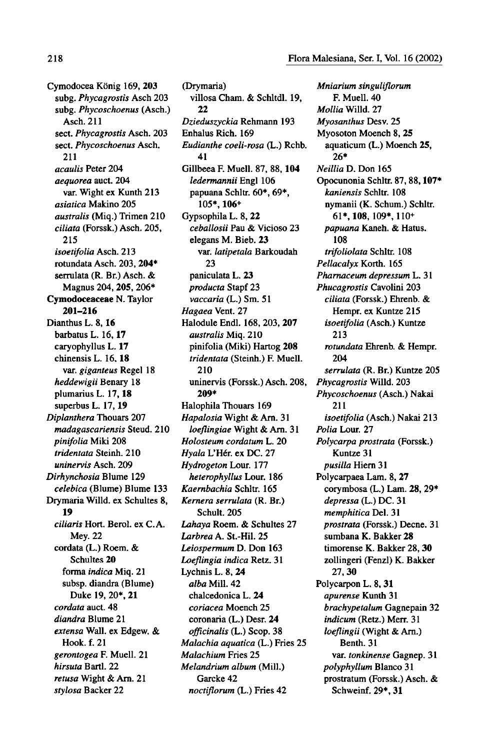Cymodocea König 169, **203**
  subg. *Phycagrostis* Asch 203
  subg. *Phycoschoenus* (Asch.) Asch. 211
  sect. *Phycagrostis* Asch. 203
  sect. *Phycoschoenus* Asch. 211
  *acaulis* Peter 204
  *aequorea* auct. 204
    var. Wight ex Kunth 213
  *asiatica* Makino 205
  *australis* (Miq.) Trimen 210
  *ciliata* (Forssk.) Asch. 205, 215
  *isoetifolia* Asch. 213
  rotundata Asch. 203, **204***
  serrulata (R. Br.) Asch. & Magnus 204, **205**, 206*
**Cymodoceaceae** N. Taylor **201–216**
Dianthus L. 8, **16**
  barbatus L. 16, **17**
  caryophyllus L. **17**
  chinensis L. 16, **18**
    var. *giganteus* Regel 18
  *heddewigii* Benary 18
  plumarius L. 17, **18**
  superbus L. 17, **19**
*Diplanthera* Thouars 207
  *madagascariensis* Steud. 210
  *pinifolia* Miki 208
  *tridentata* Steinh. 210
  *uninervis* Asch. 209
*Dirhynchosia* Blume 129
  *celebica* (Blume) Blume 133
Drymaria Willd. ex Schultes 8, **19**
  *ciliaris* Hort. Berol. ex C.A. Mey. 22
  cordata (L.) Roem. & Schultes **20**
    forma *indica* Miq. 21
    subsp. diandra (Blume) Duke 19, 20*, **21**
  *cordata* auct. 48
  *diandra* Blume 21
  *extensa* Wall. ex Edgew. & Hook. f. 21
  *gerontogea* F. Muell. 21
  *hirsuta* Bartl. 22
  *retusa* Wight & Arn. 21
  *stylosa* Backer 22
(Drymaria)
  villosa Cham. & Schltdl. 19, **22**
*Dzieduszyckia* Rehmann 193
Enhalus Rich. 169
*Eudianthe coeli-rosa* (L.) Rchb. 41
Gillbeea F. Muell. 87, 88, **104**
  *ledermannii* Engl 106
  papuana Schltr. 60*, 69*, **105***, **106**+
Gypsophila L. 8, **22**
  *ceballosii* Pau & Vicioso 23
  elegans M. Bieb. **23**
    var. *latipetala* Barkoudah 23
  paniculata L. **23**
  *producta* Stapf 23
  *vaccaria* (L.) Sm. 51
*Hagaea* Vent. 27
Halodule Endl. 168, 203, **207**
  *australis* Miq. 210
  pinifolia (Miki) Hartog **208**
  *tridentata* (Steinh.) F. Muell. 210
  uninervis (Forssk.) Asch. 208, **209***
Halophila Thouars 169
*Hapalosia* Wight & Arn. 31
  *loeflingiae* Wight & Arn. 31
*Holosteum cordatum* L. 20
*Hyala* L'Hér. ex DC. 27
*Hydrogeton* Lour. 177
  *heterophyllus* Lour. 186
*Kaernbachia* Schltr. 165
*Kernera serrulata* (R. Br.) Schult. 205
*Lahaya* Roem. & Schultes 27
*Larbrea* A. St.-Hil. 25
*Leiospermum* D. Don 163
*Loeflingia indica* Retz. 31
Lychnis L. 8, **24**
  *alba* Mill. 42
  chalcedonica L. **24**
  *coriacea* Moench 25
  coronaria (L.) Desr. **24**
  *officinalis* (L.) Scop. 38
*Malachia aquatica* (L.) Fries 25
*Malachium* Fries 25
*Melandrium album* (Mill.) Garcke 42
  *noctiflorum* (L.) Fries 42
*Mniarium singuliflorum* F. Muell. 40
*Mollia* Willd. 27
*Myosanthus* Desv. 25
Myosoton Moench 8, **25**
  aquaticum (L.) Moench **25**, **26***
*Neillia* D. Don 165
Opocunonia Schltr. 87, 88, **107***
  *kaniensis* Schltr. 108
  nymanii (K. Schum.) Schltr. **61***, **108**, **109***, **110**+
  *papuana* Kaneh. & Hatus. 108
  *trifoliolata* Schltr. 108
*Pellacalyx* Korth. 165
*Pharnaceum depressum* L. 31
*Phucagrostis* Cavolini 203
  *ciliata* (Forssk.) Ehrenb. & Hempr. ex Kuntze 215
  *isoetifolia* (Asch.) Kuntze 213
  *rotundata* Ehrenb. & Hempr. 204
  *serrulata* (R. Br.) Kuntze 205
*Phycagrostis* Willd. 203
*Phycoschoenus* (Asch.) Nakai 211
  *isoetifolia* (Asch.) Nakai 213
*Polia* Lour. 27
*Polycarpa prostrata* (Forssk.) Kuntze 31
  *pusilla* Hiern 31
Polycarpaea Lam. 8, **27**
  corymbosa (L.) Lam. **28**, **29***
  *depressa* (L.) DC. 31
  *memphitica* Del. 31
  *prostrata* (Forssk.) Decne. 31
  sumbana K. Bakker **28**
  timorense K. Bakker 28, **30**
  zollingeri (Fenzl) K. Bakker 27, **30**
Polycarpon L. 8, **31**
  *apurense* Kunth 31
  *brachypetalum* Gagnepain 32
  *indicum* (Retz.) Merr. 31
  *loeflingii* (Wight & Arn.) Benth. 31
    var. *tonkinense* Gagnep. 31
  *polyphyllum* Blanco 31
  prostratum (Forssk.) Asch. & Schweinf. **29***, **31**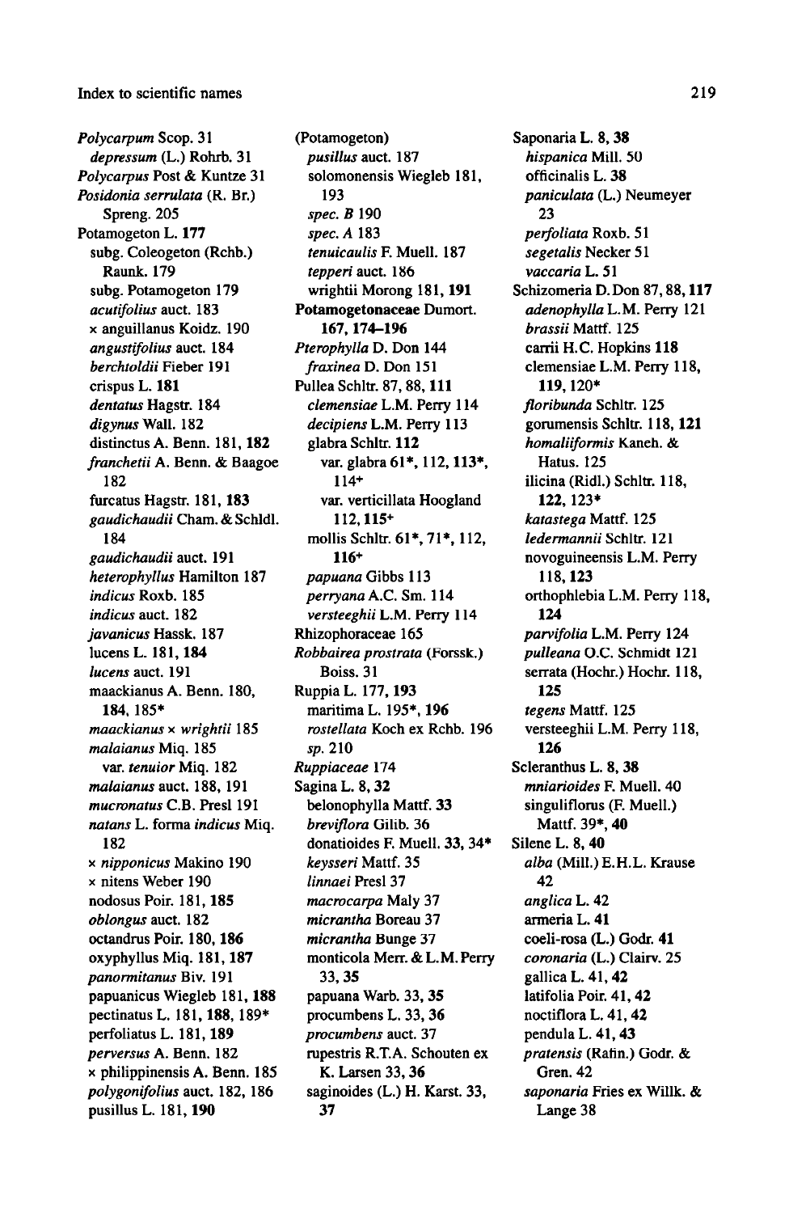Index to scientific names

*Polycarpum* Scop. 31
  *depressum* (L.) Rohrb. 31
*Polycarpus* Post & Kuntze 31
*Posidonia serrulata* (R. Br.) Spreng. 205
Potamogeton L. **177**
  subg. Coleogeton (Rchb.) Raunk. 179
  subg. Potamogeton 179
  *acutifolius* auct. 183
  × anguillanus Koidz. 190
  *angustifolius* auct. 184
  *berchtoldii* Fieber 191
  crispus L. **181**
  *dentatus* Hagstr. 184
  *digynus* Wall. 182
  distinctus A. Benn. 181, **182**
  *franchetii* A. Benn. & Baagoe 182
  furcatus Hagstr. 181, **183**
  *gaudichaudii* Cham. & Schldl. 184
  *gaudichaudii* auct. 191
  *heterophyllus* Hamilton 187
  *indicus* Roxb. 185
  *indicus* auct. 182
  *javanicus* Hassk. 187
  lucens L. 181, **184**
  *lucens* auct. 191
  maackianus A. Benn. 180, **184**, 185*
  *maackianus* × *wrightii* 185
  *malaianus* Miq. 185
    var. *tenuior* Miq. 182
  *malaianus* auct. 188, 191
  *mucronatus* C.B. Presl 191
  *natans* L. forma *indicus* Miq. 182
  × *nipponicus* Makino 190
  × nitens Weber 190
  nodosus Poir. 181, **185**
  *oblongus* auct. 182
  octandrus Poir. 180, **186**
  oxyphyllus Miq. 181, **187**
  *panormitanus* Biv. 191
  papuanicus Wiegleb 181, **188**
  pectinatus L. 181, **188**, 189*
  perfoliatus L. 181, **189**
  *perversus* A. Benn. 182
  × philippinensis A. Benn. 185
  *polygonifolius* auct. 182, 186
  pusillus L. 181, **190**
(Potamogeton)
  *pusillus* auct. 187
  solomonensis Wiegleb 181, **193**
  *spec. B* 190
  *spec. A* 183
  *tenuicaulis* F. Muell. 187
  *tepperi* auct. 186
  wrightii Morong 181, **191**
**Potamogetonaceae** Dumort. **167, 174–196**
*Pterophylla* D. Don 144
  *fraxinea* D. Don 151
Pullea Schltr. 87, 88, **111**
  *clemensiae* L.M. Perry 114
  *decipiens* L.M. Perry 113
  glabra Schltr. **112**
    var. glabra 61*, 112, **113***, 114+
    var. verticillata Hoogland 112, **115+**
  mollis Schltr. 61*, 71*, 112, **116+**
  *papuana* Gibbs 113
  *perryana* A.C. Sm. 114
  *versteeghii* L.M. Perry 114
Rhizophoraceae 165
*Robbairea prostrata* (Forssk.) Boiss. 31
Ruppia L. 177, **193**
  maritima L. 195*, **196**
  *rostellata* Koch ex Rchb. 196
  *sp.* 210
*Ruppiaceae* 174
Sagina L. 8, **32**
  belonophylla Mattf. **33**
  *breviflora* Gilib. 36
  donatioides F. Muell. **33**, 34*
  *keysseri* Mattf. 35
  *linnaei* Presl 37
  *macrocarpa* Maly 37
  *micrantha* Boreau 37
  *micrantha* Bunge 37
  monticola Merr. & L.M. Perry 33, **35**
  papuana Warb. 33, **35**
  procumbens L. 33, **36**
  *procumbens* auct. 37
  rupestris R.T.A. Schouten ex K. Larsen 33, **36**
  saginoides (L.) H. Karst. 33, **37**
Saponaria L. 8, **38**
  *hispanica* Mill. 50
  officinalis L. **38**
  *paniculata* (L.) Neumeyer 23
  *perfoliata* Roxb. 51
  *segetalis* Necker 51
  *vaccaria* L. 51
Schizomeria D. Don 87, 88, **117**
  *adenophylla* L.M. Perry 121
  *brassii* Mattf. 125
  carrii H.C. Hopkins **118**
  clemensiae L.M. Perry 118, **119**, 120*
  *floribunda* Schltr. 125
  gorumensis Schltr. 118, **121**
  *homaliiformis* Kaneh. & Hatus. 125
  ilicina (Ridl.) Schltr. 118, **122**, **123***
  *katastega* Mattf. 125
  *ledermannii* Schltr. 121
  novoguineensis L.M. Perry 118, **123**
  orthophlebia L.M. Perry 118, **124**
  *parvifolia* L.M. Perry 124
  *pulleana* O.C. Schmidt 121
  serrata (Hochr.) Hochr. 118, **125**
  *tegens* Mattf. 125
  versteeghii L.M. Perry 118, **126**
Scleranthus L. 8, **38**
  *mniarioides* F. Muell. 40
  singuliflorus (F. Muell.) Mattf. 39*, **40**
Silene L. 8, **40**
  *alba* (Mill.) E.H.L. Krause 42
  *anglica* L. 42
  armeria L. **41**
  coeli-rosa (L.) Godr. **41**
  *coronaria* (L.) Clairv. 25
  gallica L. 41, **42**
  latifolia Poir. 41, **42**
  noctiflora L. 41, **42**
  pendula L. 41, **43**
  *pratensis* (Rafin.) Godr. & Gren. 42
  *saponaria* Fries ex Willk. & Lange 38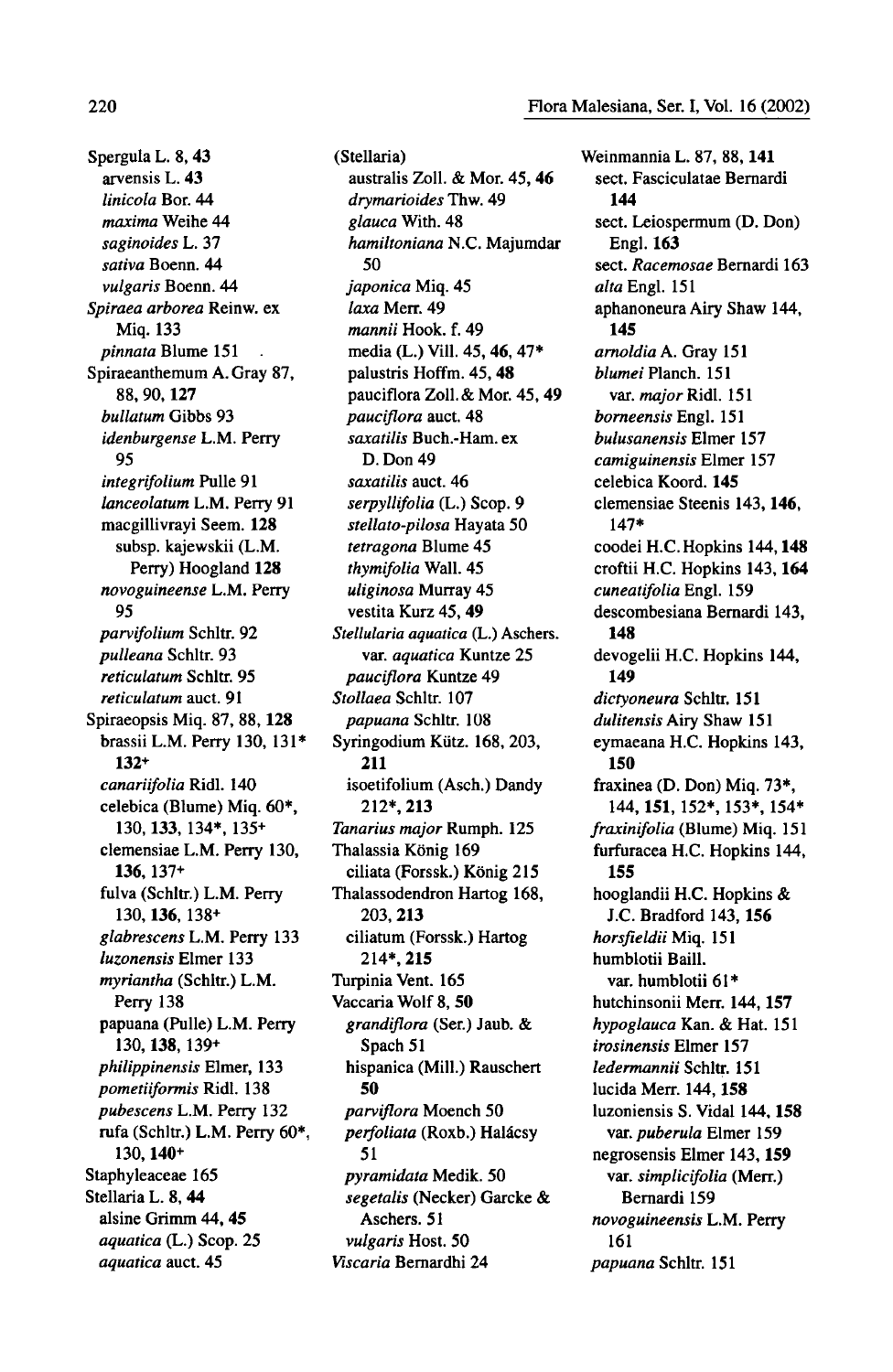Spergula L. 8, **43**
  arvensis L. **43**
  *linicola* Bor. 44
  *maxima* Weihe 44
  *saginoides* L. 37
  *sativa* Boenn. 44
  *vulgaris* Boenn. 44
*Spiraea arborea* Reinw. ex Miq. 133
  *pinnata* Blume 151
Spiraeanthemum A. Gray 87, 88, 90, **127**
  *bullatum* Gibbs 93
  *idenburgense* L.M. Perry 95
  *integrifolium* Pulle 91
  *lanceolatum* L.M. Perry 91
  macgillivrayi Seem. **128**
    subsp. kajewskii (L.M. Perry) Hoogland **128**
  *novoguineense* L.M. Perry 95
  *parvifolium* Schltr. 92
  *pulleana* Schltr. 93
  *reticulatum* Schltr. 95
  *reticulatum* auct. 91
Spiraeopsis Miq. 87, 88, **128**
  brassii L.M. Perry 130, 131*, 132+
  *canariifolia* Ridl. 140
  celebica (Blume) Miq. 60*, 130, **133**, 134*, 135+
  clemensiae L.M. Perry 130, **136**, 137+
  fulva (Schltr.) L.M. Perry 130, **136**, 138+
  *glabrescens* L.M. Perry 133
  *luzonensis* Elmer 133
  *myriantha* (Schltr.) L.M. Perry 138
  papuana (Pulle) L.M. Perry 130, **138**, 139+
  *philippinensis* Elmer, 133
  *pometiiformis* Ridl. 138
  *pubescens* L.M. Perry 132
  rufa (Schltr.) L.M. Perry 60*, 130, **140**+
Staphyleaceae 165
Stellaria L. 8, **44**
  alsine Grimm 44, **45**
  *aquatica* (L.) Scop. 25
  *aquatica* auct. 45
(Stellaria)
  australis Zoll. & Mor. 45, **46**
  *drymarioides* Thw. 49
  *glauca* With. 48
  *hamiltoniana* N.C. Majumdar 50
  *japonica* Miq. 45
  *laxa* Merr. 49
  *mannii* Hook. f. 49
  media (L.) Vill. 45, **46**, 47*
  palustris Hoffm. 45, **48**
  pauciflora Zoll. & Mor. 45, **49**
  *pauciflora* auct. 48
  *saxatilis* Buch.-Ham. ex D. Don 49
  *saxatilis* auct. 46
  *serpyllifolia* (L.) Scop. 9
  *stellato-pilosa* Hayata 50
  *tetragona* Blume 45
  *thymifolia* Wall. 45
  *uliginosa* Murray 45
  vestita Kurz 45, **49**
*Stellularia aquatica* (L.) Aschers.
  var. *aquatica* Kuntze 25
  *pauciflora* Kuntze 49
*Stollaea* Schltr. 107
  *papuana* Schltr. 108
Syringodium Kütz. 168, 203, **211**
  isoetifolium (Asch.) Dandy 212*, **213**
*Tanarius major* Rumph. 125
Thalassia König 169
  ciliata (Forssk.) König 215
Thalassodendron Hartog 168, 203, **213**
  ciliatum (Forssk.) Hartog 214*, **215**
Turpinia Vent. 165
Vaccaria Wolf 8, **50**
  *grandiflora* (Ser.) Jaub. & Spach 51
  hispanica (Mill.) Rauschert **50**
  *parviflora* Moench 50
  *perfoliata* (Roxb.) Halácsy 51
  *pyramidata* Medik. 50
  *segetalis* (Necker) Garcke & Aschers. 51
  *vulgaris* Host. 50
*Viscaria* Bernardhi 24
Weinmannia L. 87, 88, **141**
  sect. Fasciculatae Bernardi **144**
  sect. Leiospermum (D. Don) Engl. **163**
  sect. *Racemosae* Bernardi 163
  *alta* Engl. 151
  aphanoneura Airy Shaw 144, **145**
  *arnoldia* A. Gray 151
  *blumei* Planch. 151
    var. *major* Ridl. 151
  *borneensis* Engl. 151
  *bulusanensis* Elmer 157
  *camiguinensis* Elmer 157
  celebica Koord. **145**
  clemensiae Steenis 143, **146**, 147*
  coodei H.C. Hopkins 144, **148**
  croftii H.C. Hopkins 143, **164**
  *cuneatifolia* Engl. 159
  descombesiana Bernardi 143, **148**
  devogelii H.C. Hopkins 144, **149**
  *dictyoneura* Schltr. 151
  *dulitensis* Airy Shaw 151
  eymaeana H.C. Hopkins 143, **150**
  fraxinea (D. Don) Miq. 73*, 144, **151**, 152*, 153*, 154*
  *fraxinifolia* (Blume) Miq. 151
  furfuracea H.C. Hopkins 144, **155**
  hooglandii H.C. Hopkins & J.C. Bradford 143, **156**
  *horsfieldii* Miq. 151
  humblotii Baill.
    var. humblotii 61*
  hutchinsonii Merr. 144, **157**
  *hypoglauca* Kan. & Hat. 151
  *irosinensis* Elmer 157
  *ledermannii* Schltr. 151
  lucida Merr. 144, **158**
  luzoniensis S. Vidal 144, **158**
    var. *puberula* Elmer 159
  negrosensis Elmer 143, **159**
    var. *simplicifolia* (Merr.) Bernardi 159
  *novoguineensis* L.M. Perry 161
  *papuana* Schltr. 151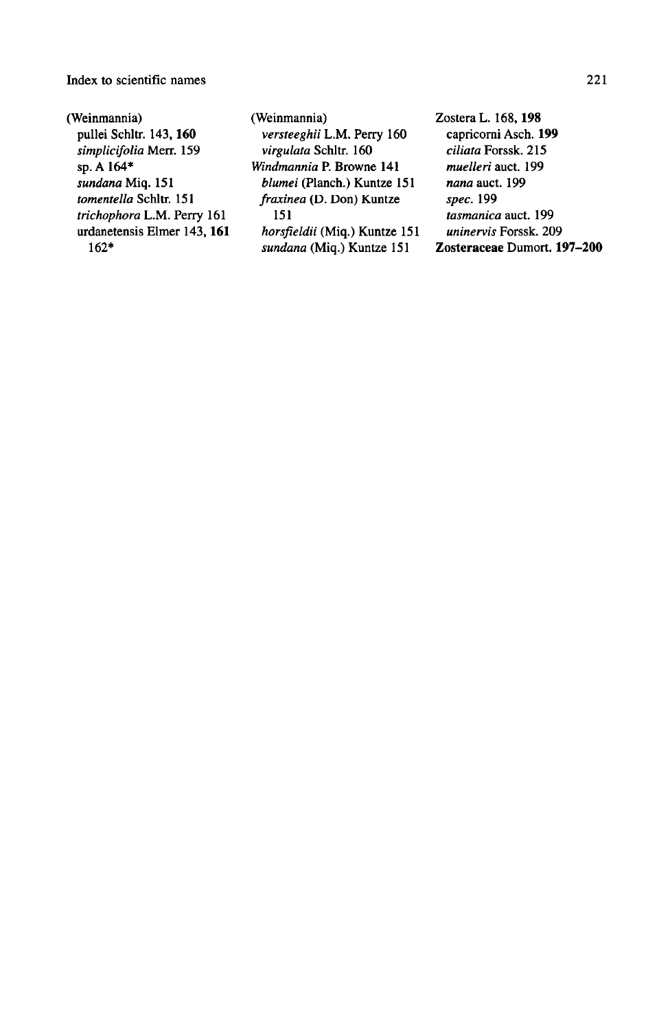(Weinmannia)
pullei Schltr. 143, **160**
*simplicifolia* Merr. 159
sp. A 164*
*sundana* Miq. 151
*tomentella* Schltr. 151
*trichophora* L.M. Perry 161
urdanetensis Elmer 143, **161**
162*

(Weinmannia)
*versteeghii* L.M. Perry 160
*virgulata* Schltr. 160
*Windmannia* P. Browne 141
*blumei* (Planch.) Kuntze 151
*fraxinea* (D. Don) Kuntze
151
*horsfieldii* (Miq.) Kuntze 151
*sundana* (Miq.) Kuntze 151

Zostera L. 168, **198**
capricorni Asch. **199**
*ciliata* Forssk. 215
*muelleri* auct. 199
*nana* auct. 199
*spec.* 199
*tasmanica* auct. 199
*uninervis* Forssk. 209
**Zosteraceae** Dumort. **197–200**